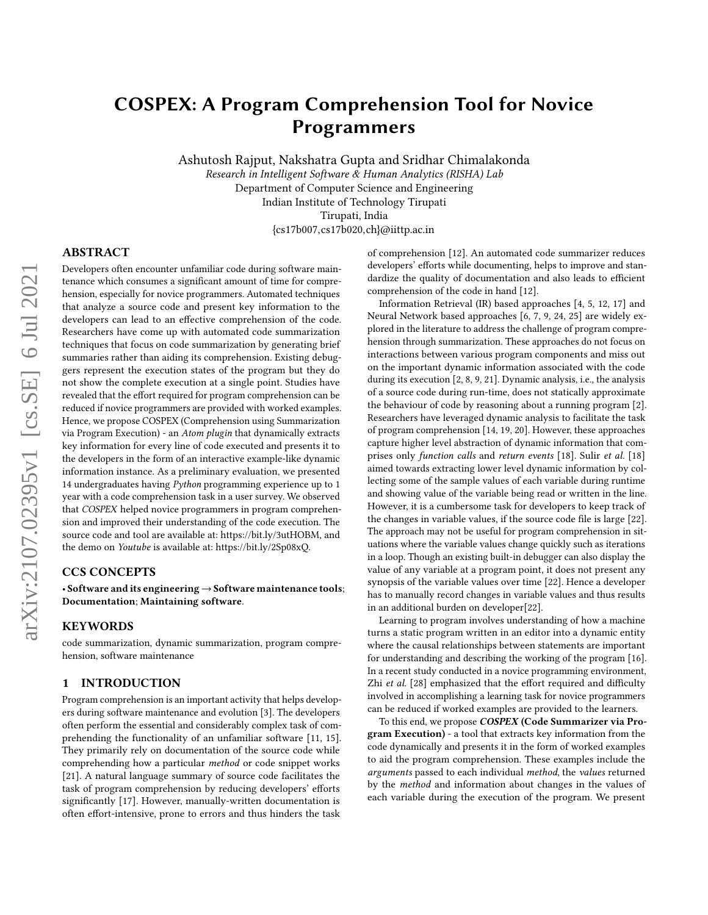# COSPEX: A Program Comprehension Tool for Novice Programmers

Ashutosh Rajput, Nakshatra Gupta and Sridhar Chimalakonda
*Research in Intelligent Software & Human Analytics (RISHA) Lab*
Department of Computer Science and Engineering
Indian Institute of Technology Tirupati
Tirupati, India
{cs17b007,cs17b020,ch}@iittp.ac.in

## ABSTRACT

Developers often encounter unfamiliar code during software maintenance which consumes a significant amount of time for comprehension, especially for novice programmers. Automated techniques that analyze a source code and present key information to the developers can lead to an effective comprehension of the code. Researchers have come up with automated code summarization techniques that focus on code summarization by generating brief summaries rather than aiding its comprehension. Existing debuggers represent the execution states of the program but they do not show the complete execution at a single point. Studies have revealed that the effort required for program comprehension can be reduced if novice programmers are provided with worked examples. Hence, we propose COSPEX (Comprehension using Summarization via Program Execution) - an *Atom plugin* that dynamically extracts key information for every line of code executed and presents it to the developers in the form of an interactive example-like dynamic information instance. As a preliminary evaluation, we presented 14 undergraduates having *Python* programming experience up to 1 year with a code comprehension task in a user survey. We observed that *COSPEX* helped novice programmers in program comprehension and improved their understanding of the code execution. The source code and tool are available at: https://bit.ly/3utHOBM, and the demo on *Youtube* is available at: https://bit.ly/2Sp08xQ.

## CCS CONCEPTS

• **Software and its engineering → Software maintenance tools**; **Documentation**; **Maintaining software**.

## KEYWORDS

code summarization, dynamic summarization, program comprehension, software maintenance

## 1 INTRODUCTION

Program comprehension is an important activity that helps developers during software maintenance and evolution [3]. The developers often perform the essential and considerably complex task of comprehending the functionality of an unfamiliar software [11, 15]. They primarily rely on documentation of the source code while comprehending how a particular *method* or code snippet works [21]. A natural language summary of source code facilitates the task of program comprehension by reducing developers' efforts significantly [17]. However, manually-written documentation is often effort-intensive, prone to errors and thus hinders the task of comprehension [12]. An automated code summarizer reduces developers' efforts while documenting, helps to improve and standardize the quality of documentation and also leads to efficient comprehension of the code in hand [12].

Information Retrieval (IR) based approaches [4, 5, 12, 17] and Neural Network based approaches [6, 7, 9, 24, 25] are widely explored in the literature to address the challenge of program comprehension through summarization. These approaches do not focus on interactions between various program components and miss out on the important dynamic information associated with the code during its execution [2, 8, 9, 21]. Dynamic analysis, i.e., the analysis of a source code during run-time, does not statically approximate the behaviour of code by reasoning about a running program [2]. Researchers have leveraged dynamic analysis to facilitate the task of program comprehension [14, 19, 20]. However, these approaches capture higher level abstraction of dynamic information that comprises only *function calls* and *return events* [18]. Sulir *et al.* [18] aimed towards extracting lower level dynamic information by collecting some of the sample values of each variable during runtime and showing value of the variable being read or written in the line. However, it is a cumbersome task for developers to keep track of the changes in variable values, if the source code file is large [22]. The approach may not be useful for program comprehension in situations where the variable values change quickly such as iterations in a loop. Though an existing built-in debugger can also display the value of any variable at a program point, it does not present any synopsis of the variable values over time [22]. Hence a developer has to manually record changes in variable values and thus results in an additional burden on developer[22].

Learning to program involves understanding of how a machine turns a static program written in an editor into a dynamic entity where the causal relationships between statements are important for understanding and describing the working of the program [16]. In a recent study conducted in a novice programming environment, Zhi *et al.* [28] emphasized that the effort required and difficulty involved in accomplishing a learning task for novice programmers can be reduced if worked examples are provided to the learners.

To this end, we propose ***COSPEX*** **(Code Summarizer via Program Execution)** - a tool that extracts key information from the code dynamically and presents it in the form of worked examples to aid the program comprehension. These examples include the *arguments* passed to each individual *method*, the *values* returned by the *method* and information about changes in the values of each variable during the execution of the program. We present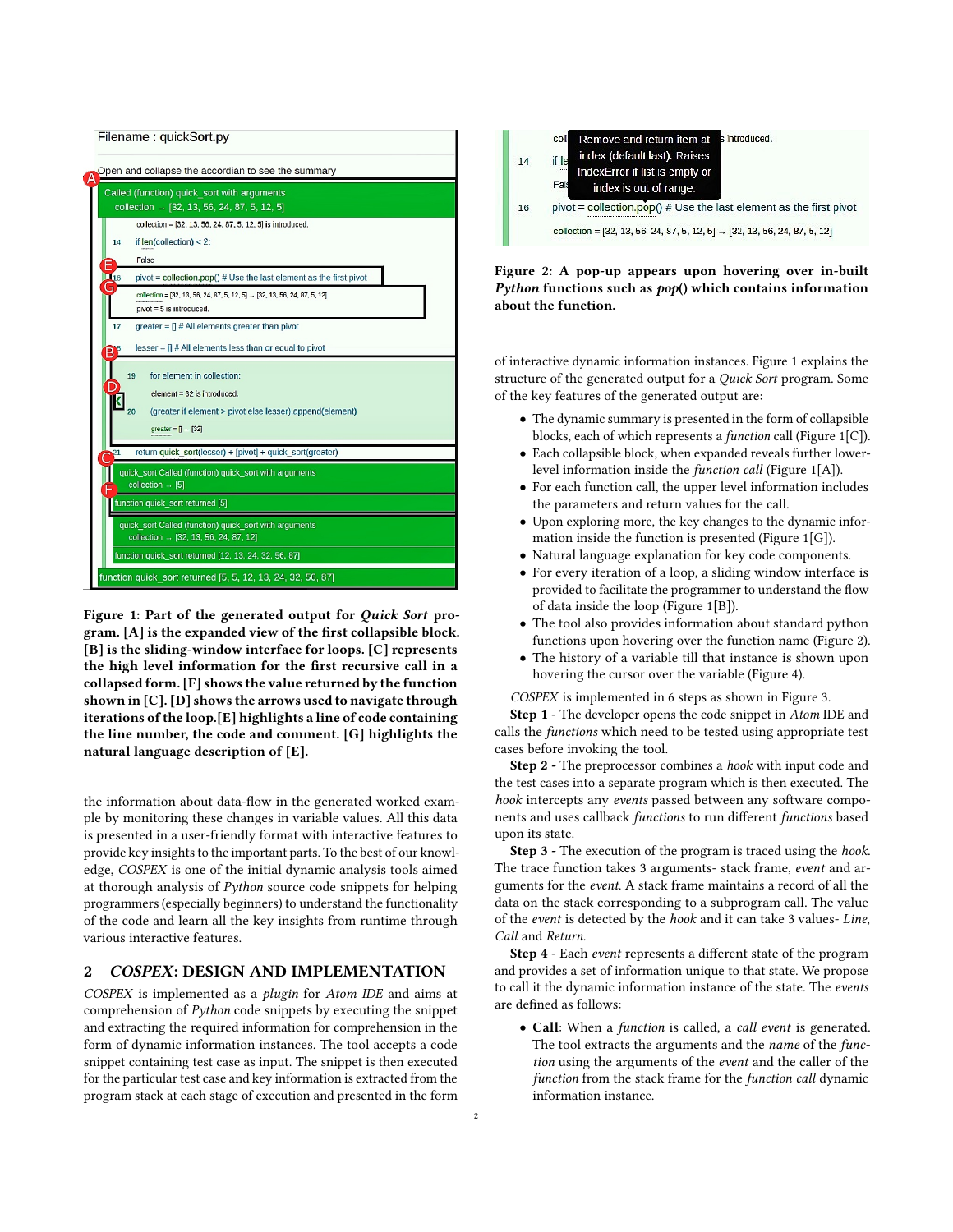**Figure 1: Part of the generated output for *Quick Sort* program. [A] is the expanded view of the first collapsible block. [B] is the sliding-window interface for loops. [C] represents the high level information for the first recursive call in a collapsed form. [F] shows the value returned by the function shown in [C]. [D] shows the arrows used to navigate through iterations of the loop.[E] highlights a line of code containing the line number, the code and comment. [G] highlights the natural language description of [E].**

the information about data-flow in the generated worked example by monitoring these changes in variable values. All this data is presented in a user-friendly format with interactive features to provide key insights to the important parts. To the best of our knowledge, *COSPEX* is one of the initial dynamic analysis tools aimed at thorough analysis of *Python* source code snippets for helping programmers (especially beginners) to understand the functionality of the code and learn all the key insights from runtime through various interactive features.

## 2 *COSPEX*: DESIGN AND IMPLEMENTATION

*COSPEX* is implemented as a *plugin* for *Atom IDE* and aims at comprehension of *Python* code snippets by executing the snippet and extracting the required information for comprehension in the form of dynamic information instances. The tool accepts a code snippet containing test case as input. The snippet is then executed for the particular test case and key information is extracted from the program stack at each stage of execution and presented in the form of interactive dynamic information instances. Figure 1 explains the structure of the generated output for a *Quick Sort* program. Some of the key features of the generated output are:

- The dynamic summary is presented in the form of collapsible blocks, each of which represents a *function* call (Figure 1[C]).
- Each collapsible block, when expanded reveals further lower-level information inside the *function call* (Figure 1[A]).
- For each function call, the upper level information includes the parameters and return values for the call.
- Upon exploring more, the key changes to the dynamic information inside the function is presented (Figure 1[G]).
- Natural language explanation for key code components.
- For every iteration of a loop, a sliding window interface is provided to facilitate the programmer to understand the flow of data inside the loop (Figure 1[B]).
- The tool also provides information about standard python functions upon hovering over the function name (Figure 2).
- The history of a variable till that instance is shown upon hovering the cursor over the variable (Figure 4).

**Figure 2: A pop-up appears upon hovering over in-built *Python* functions such as *pop*() which contains information about the function.**

*COSPEX* is implemented in 6 steps as shown in Figure 3.

**Step 1** - The developer opens the code snippet in *Atom* IDE and calls the *functions* which need to be tested using appropriate test cases before invoking the tool.

**Step 2** - The preprocessor combines a *hook* with input code and the test cases into a separate program which is then executed. The *hook* intercepts any *events* passed between any software components and uses callback *functions* to run different *functions* based upon its state.

**Step 3** - The execution of the program is traced using the *hook*. The trace function takes 3 arguments- stack frame, *event* and arguments for the *event*. A stack frame maintains a record of all the data on the stack corresponding to a subprogram call. The value of the *event* is detected by the *hook* and it can take 3 values- *Line*, *Call* and *Return*.

**Step 4** - Each *event* represents a different state of the program and provides a set of information unique to that state. We propose to call it the dynamic information instance of the state. The *events* are defined as follows:

- **Call**: When a *function* is called, a *call event* is generated. The tool extracts the arguments and the *name* of the *function* using the arguments of the *event* and the caller of the *function* from the stack frame for the *function call* dynamic information instance.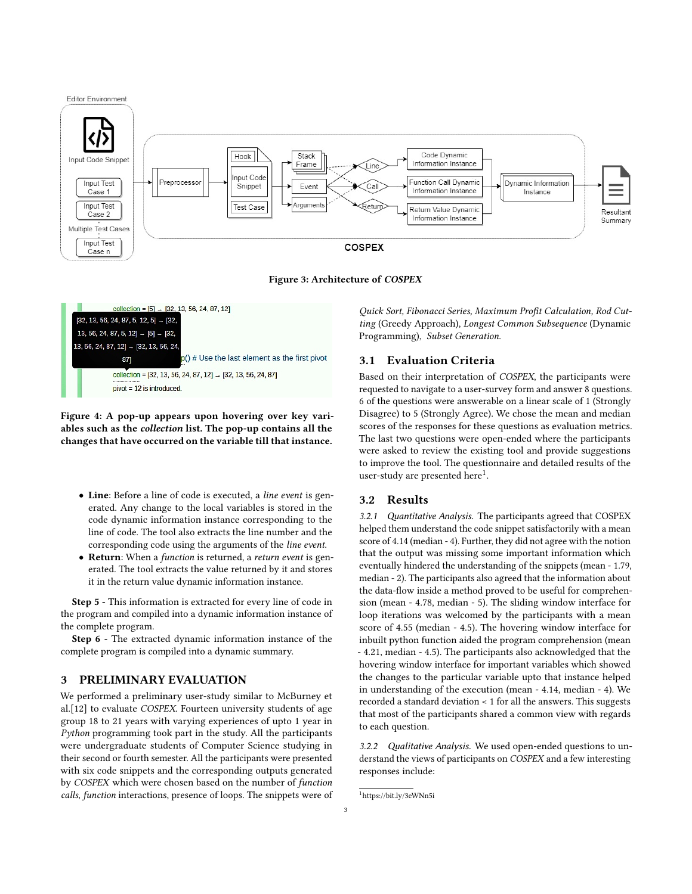Figure 3: Architecture of *COSPEX*

Figure 4: A pop-up appears upon hovering over key variables such as the *collection* list. The pop-up contains all the changes that have occurred on the variable till that instance.

- **Line**: Before a line of code is executed, a *line event* is generated. Any change to the local variables is stored in the code dynamic information instance corresponding to the line of code. The tool also extracts the line number and the corresponding code using the arguments of the *line event*.
- **Return**: When a *function* is returned, a *return event* is generated. The tool extracts the value returned by it and stores it in the return value dynamic information instance.

**Step 5 -** This information is extracted for every line of code in the program and compiled into a dynamic information instance of the complete program.

**Step 6 -** The extracted dynamic information instance of the complete program is compiled into a dynamic summary.

## 3 PRELIMINARY EVALUATION

We performed a preliminary user-study similar to McBurney et al.[12] to evaluate *COSPEX*. Fourteen university students of age group 18 to 21 years with varying experiences of upto 1 year in *Python* programming took part in the study. All the participants were undergraduate students of Computer Science studying in their second or fourth semester. All the participants were presented with six code snippets and the corresponding outputs generated by *COSPEX* which were chosen based on the number of *function calls*, *function* interactions, presence of loops. The snippets were of *Quick Sort, Fibonacci Series, Maximum Profit Calculation, Rod Cutting* (Greedy Approach), *Longest Common Subsequence* (Dynamic Programming), *Subset Generation.*

### 3.1 Evaluation Criteria

Based on their interpretation of *COSPEX*, the participants were requested to navigate to a user-survey form and answer 8 questions. 6 of the questions were answerable on a linear scale of 1 (Strongly Disagree) to 5 (Strongly Agree). We chose the mean and median scores of the responses for these questions as evaluation metrics. The last two questions were open-ended where the participants were asked to review the existing tool and provide suggestions to improve the tool. The questionnaire and detailed results of the user-study are presented here[1].

### 3.2 Results

*3.2.1 Quantitative Analysis.* The participants agreed that COSPEX helped them understand the code snippet satisfactorily with a mean score of 4.14 (median - 4). Further, they did not agree with the notion that the output was missing some important information which eventually hindered the understanding of the snippets (mean - 1.79, median - 2). The participants also agreed that the information about the data-flow inside a method proved to be useful for comprehension (mean - 4.78, median - 5). The sliding window interface for loop iterations was welcomed by the participants with a mean score of 4.55 (median - 4.5). The hovering window interface for inbuilt python function aided the program comprehension (mean - 4.21, median - 4.5). The participants also acknowledged that the hovering window interface for important variables which showed the changes to the particular variable upto that instance helped in understanding of the execution (mean - 4.14, median - 4). We recorded a standard deviation < 1 for all the answers. This suggests that most of the participants shared a common view with regards to each question.

*3.2.2 Qualitative Analysis.* We used open-ended questions to understand the views of participants on *COSPEX* and a few interesting responses include:

[1] https://bit.ly/3eWNn5i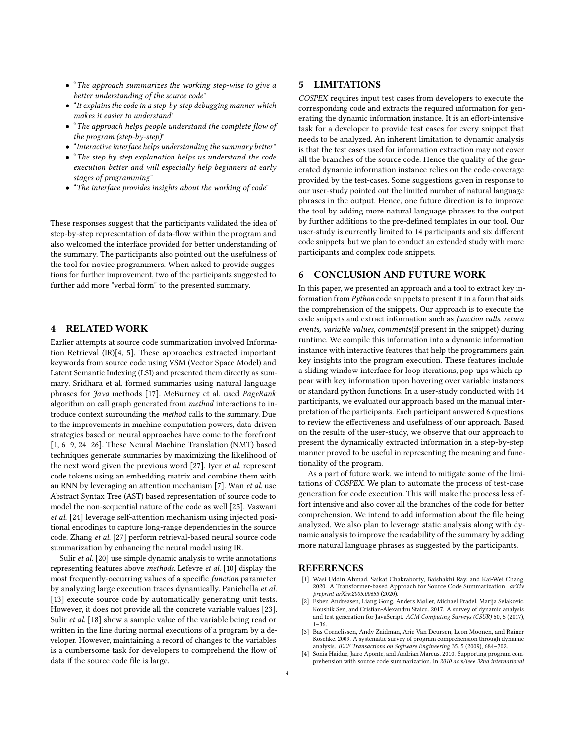- "*The approach summarizes the working step-wise to give a better understanding of the source code*"
- "*It explains the code in a step-by-step debugging manner which makes it easier to understand*"
- "*The approach helps people understand the complete flow of the program (step-by-step)*"
- "*Interactive interface helps understanding the summary better*"
- "*The step by step explanation helps us understand the code execution better and will especially help beginners at early stages of programming*"
- "*The interface provides insights about the working of code*"

These responses suggest that the participants validated the idea of step-by-step representation of data-flow within the program and also welcomed the interface provided for better understanding of the summary. The participants also pointed out the usefulness of the tool for novice programmers. When asked to provide suggestions for further improvement, two of the participants suggested to further add more "verbal form" to the presented summary.

## 4 RELATED WORK

Earlier attempts at source code summarization involved Information Retrieval (IR)[4, 5]. These approaches extracted important keywords from source code using VSM (Vector Space Model) and Latent Semantic Indexing (LSI) and presented them directly as summary. Sridhara et al. formed summaries using natural language phrases for *Java* methods [17]. McBurney et al. used *PageRank* algorithm on call graph generated from *method* interactions to introduce context surrounding the *method* calls to the summary. Due to the improvements in machine computation powers, data-driven strategies based on neural approaches have come to the forefront [1, 6–9, 24–26]. These Neural Machine Translation (NMT) based techniques generate summaries by maximizing the likelihood of the next word given the previous word [27]. Iyer *et al.* represent code tokens using an embedding matrix and combine them with an RNN by leveraging an attention mechanism [7]. Wan *et al.* use Abstract Syntax Tree (AST) based representation of source code to model the non-sequential nature of the code as well [25]. Vaswani *et al.* [24] leverage self-attention mechanism using injected positional encodings to capture long-range dependencies in the source code. Zhang *et al.* [27] perform retrieval-based neural source code summarization by enhancing the neural model using IR.

Sulir *et al.* [20] use simple dynamic analysis to write annotations representing features above *methods*. Lefevre *et al.* [10] display the most frequently-occurring values of a specific *function* parameter by analyzing large execution traces dynamically. Panichella *et al.* [13] execute source code by automatically generating unit tests. However, it does not provide all the concrete variable values [23]. Sulir *et al.* [18] show a sample value of the variable being read or written in the line during normal executions of a program by a developer. However, maintaining a record of changes to the variables is a cumbersome task for developers to comprehend the flow of data if the source code file is large.

## 5 LIMITATIONS

*COSPEX* requires input test cases from developers to execute the corresponding code and extracts the required information for generating the dynamic information instance. It is an effort-intensive task for a developer to provide test cases for every snippet that needs to be analyzed. An inherent limitation to dynamic analysis is that the test cases used for information extraction may not cover all the branches of the source code. Hence the quality of the generated dynamic information instance relies on the code-coverage provided by the test-cases. Some suggestions given in response to our user-study pointed out the limited number of natural language phrases in the output. Hence, one future direction is to improve the tool by adding more natural language phrases to the output by further additions to the pre-defined templates in our tool. Our user-study is currently limited to 14 participants and six different code snippets, but we plan to conduct an extended study with more participants and complex code snippets.

## 6 CONCLUSION AND FUTURE WORK

In this paper, we presented an approach and a tool to extract key information from *Python* code snippets to present it in a form that aids the comprehension of the snippets. Our approach is to execute the code snippets and extract information such as *function calls, return events, variable values, comments*(if present in the snippet) during runtime. We compile this information into a dynamic information instance with interactive features that help the programmers gain key insights into the program execution. These features include a sliding window interface for loop iterations, pop-ups which appear with key information upon hovering over variable instances or standard python functions. In a user-study conducted with 14 participants, we evaluated our approach based on the manual interpretation of the participants. Each participant answered 6 questions to review the effectiveness and usefulness of our approach. Based on the results of the user-study, we observe that our approach to present the dynamically extracted information in a step-by-step manner proved to be useful in representing the meaning and functionality of the program.

As a part of future work, we intend to mitigate some of the limitations of *COSPEX*. We plan to automate the process of test-case generation for code execution. This will make the process less effort intensive and also cover all the branches of the code for better comprehension. We intend to add information about the file being analyzed. We also plan to leverage static analysis along with dynamic analysis to improve the readability of the summary by adding more natural language phrases as suggested by the participants.

## REFERENCES

[1] Wasi Uddin Ahmad, Saikat Chakraborty, Baishakhi Ray, and Kai-Wei Chang. 2020. A Transformer-based Approach for Source Code Summarization. *arXiv preprint arXiv:2005.00653* (2020).

[2] Esben Andreasen, Liang Gong, Anders Møller, Michael Pradel, Marija Selakovic, Koushik Sen, and Cristian-Alexandru Staicu. 2017. A survey of dynamic analysis and test generation for JavaScript. *ACM Computing Surveys (CSUR)* 50, 5 (2017), 1–36.

[3] Bas Cornelissen, Andy Zaidman, Arie Van Deursen, Leon Moonen, and Rainer Koschke. 2009. A systematic survey of program comprehension through dynamic analysis. *IEEE Transactions on Software Engineering* 35, 5 (2009), 684–702.

[4] Sonia Haiduc, Jairo Aponte, and Andrian Marcus. 2010. Supporting program comprehension with source code summarization. In *2010 acm/ieee 32nd international*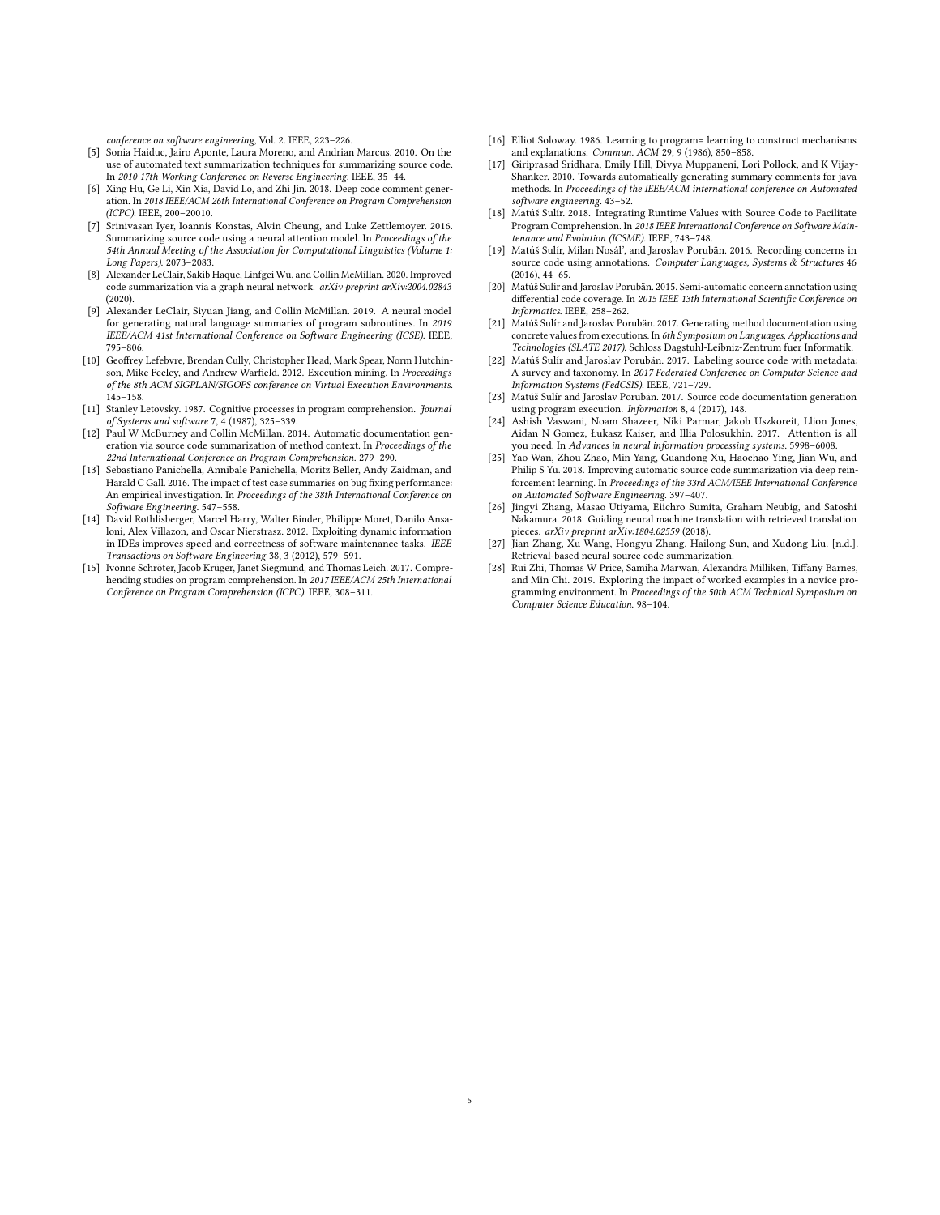conference on software engineering, Vol. 2. IEEE, 223–226.

[5] Sonia Haiduc, Jairo Aponte, Laura Moreno, and Andrian Marcus. 2010. On the use of automated text summarization techniques for summarizing source code. In *2010 17th Working Conference on Reverse Engineering*. IEEE, 35–44.

[6] Xing Hu, Ge Li, Xin Xia, David Lo, and Zhi Jin. 2018. Deep code comment generation. In *2018 IEEE/ACM 26th International Conference on Program Comprehension (ICPC)*. IEEE, 200–20010.

[7] Srinivasan Iyer, Ioannis Konstas, Alvin Cheung, and Luke Zettlemoyer. 2016. Summarizing source code using a neural attention model. In *Proceedings of the 54th Annual Meeting of the Association for Computational Linguistics (Volume 1: Long Papers)*. 2073–2083.

[8] Alexander LeClair, Sakib Haque, Linfgei Wu, and Collin McMillan. 2020. Improved code summarization via a graph neural network. *arXiv preprint arXiv:2004.02843* (2020).

[9] Alexander LeClair, Siyuan Jiang, and Collin McMillan. 2019. A neural model for generating natural language summaries of program subroutines. In *2019 IEEE/ACM 41st International Conference on Software Engineering (ICSE)*. IEEE, 795–806.

[10] Geoffrey Lefebvre, Brendan Cully, Christopher Head, Mark Spear, Norm Hutchinson, Mike Feeley, and Andrew Warfield. 2012. Execution mining. In *Proceedings of the 8th ACM SIGPLAN/SIGOPS conference on Virtual Execution Environments*. 145–158.

[11] Stanley Letovsky. 1987. Cognitive processes in program comprehension. *Journal of Systems and software* 7, 4 (1987), 325–339.

[12] Paul W McBurney and Collin McMillan. 2014. Automatic documentation generation via source code summarization of method context. In *Proceedings of the 22nd International Conference on Program Comprehension*. 279–290.

[13] Sebastiano Panichella, Annibale Panichella, Moritz Beller, Andy Zaidman, and Harald C Gall. 2016. The impact of test case summaries on bug fixing performance: An empirical investigation. In *Proceedings of the 38th International Conference on Software Engineering*. 547–558.

[14] David Rothlisberger, Marcel Harry, Walter Binder, Philippe Moret, Danilo Ansaloni, Alex Villazon, and Oscar Nierstrasz. 2012. Exploiting dynamic information in IDEs improves speed and correctness of software maintenance tasks. *IEEE Transactions on Software Engineering* 38, 3 (2012), 579–591.

[15] Ivonne Schröter, Jacob Krüger, Janet Siegmund, and Thomas Leich. 2017. Comprehending studies on program comprehension. In *2017 IEEE/ACM 25th International Conference on Program Comprehension (ICPC)*. IEEE, 308–311.

[16] Elliot Soloway. 1986. Learning to program= learning to construct mechanisms and explanations. *Commun. ACM* 29, 9 (1986), 850–858.

[17] Giriprasad Sridhara, Emily Hill, Divya Muppaneni, Lori Pollock, and K Vijay-Shanker. 2010. Towards automatically generating summary comments for java methods. In *Proceedings of the IEEE/ACM international conference on Automated software engineering*. 43–52.

[18] Matúš Sulír. 2018. Integrating Runtime Values with Source Code to Facilitate Program Comprehension. In *2018 IEEE International Conference on Software Maintenance and Evolution (ICSME)*. IEEE, 743–748.

[19] Matúš Sulír, Milan Nosál', and Jaroslav Porubän. 2016. Recording concerns in source code using annotations. *Computer Languages, Systems & Structures* 46 (2016), 44–65.

[20] Matúš Sulír and Jaroslav Porubän. 2015. Semi-automatic concern annotation using differential code coverage. In *2015 IEEE 13th International Scientific Conference on Informatics*. IEEE, 258–262.

[21] Matúš Sulír and Jaroslav Porubän. 2017. Generating method documentation using concrete values from executions. In *6th Symposium on Languages, Applications and Technologies (SLATE 2017)*. Schloss Dagstuhl-Leibniz-Zentrum fuer Informatik.

[22] Matúš Sulír and Jaroslav Porubän. 2017. Labeling source code with metadata: A survey and taxonomy. In *2017 Federated Conference on Computer Science and Information Systems (FedCSIS)*. IEEE, 721–729.

[23] Matúš Sulír and Jaroslav Porubän. 2017. Source code documentation generation using program execution. *Information* 8, 4 (2017), 148.

[24] Ashish Vaswani, Noam Shazeer, Niki Parmar, Jakob Uszkoreit, Llion Jones, Aidan N Gomez, Łukasz Kaiser, and Illia Polosukhin. 2017. Attention is all you need. In *Advances in neural information processing systems*. 5998–6008.

[25] Yao Wan, Zhou Zhao, Min Yang, Guandong Xu, Haochao Ying, Jian Wu, and Philip S Yu. 2018. Improving automatic source code summarization via deep reinforcement learning. In *Proceedings of the 33rd ACM/IEEE International Conference on Automated Software Engineering*. 397–407.

[26] Jingyi Zhang, Masao Utiyama, Eiichro Sumita, Graham Neubig, and Satoshi Nakamura. 2018. Guiding neural machine translation with retrieved translation pieces. *arXiv preprint arXiv:1804.02559* (2018).

[27] Jian Zhang, Xu Wang, Hongyu Zhang, Hailong Sun, and Xudong Liu. [n.d.]. Retrieval-based neural source code summarization.

[28] Rui Zhi, Thomas W Price, Samiha Marwan, Alexandra Milliken, Tiffany Barnes, and Min Chi. 2019. Exploring the impact of worked examples in a novice programming environment. In *Proceedings of the 50th ACM Technical Symposium on Computer Science Education*. 98–104.